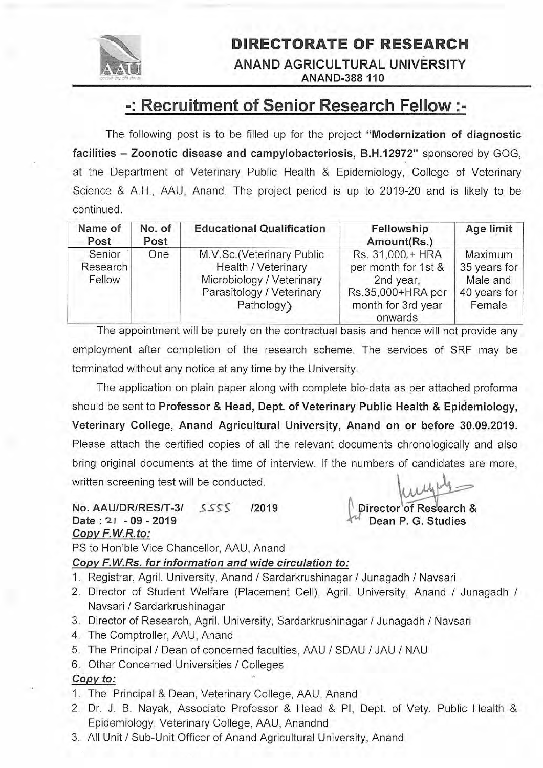# DIRECTORATE OF RESEARCH

**ANAND AGRICULTURAL UNIVERSITY**

**ANAND-388 110**

## -: Recruitment of Senior Research Fellow :-

The following post is to be filled up for the project **"Modernization of diagnostic facilities – Zoonotic disease and campylobacteriosis, B.H.12972"** sponsored by GOG, at the Department of Veterinary Public Health & Epidemiology, College of Veterinary Science & A.H., AAU, Anand. The project period is up to 2019-20 and is likely to be continued.

| Name of Post | No. of Post | Educational Qualification | Fellowship Amount(Rs.) | Age limit |
|---|---|---|---|---|
| Senior Research Fellow | One | M.V.Sc.(Veterinary Public Health / Veterinary Microbiology / Veterinary Parasitology / Veterinary Pathology) | Rs. 31,000,+ HRA per month for 1st & 2nd year, Rs.35,000+HRA per month for 3rd year onwards | Maximum 35 years for Male and 40 years for Female |

The appointment will be purely on the contractual basis and hence will not provide any employment after completion of the research scheme. The services of SRF may be terminated without any notice at any time by the University.

The application on plain paper along with complete bio-data as per attached proforma should be sent to **Professor & Head, Dept. of Veterinary Public Health & Epidemiology, Veterinary College, Anand Agricultural University, Anand on or before 30.09.2019.** Please attach the certified copies of all the relevant documents chronologically and also bring original documents at the time of interview. If the numbers of candidates are more, written screening test will be conducted.

**No. AAU/DR/RES/T-3/ 5555 /2019**
**Date : 21 - 09 - 2019**

**Director of Research &**
**Dean P. G. Studies**

***Copy F.W.R.to:***

PS to Hon'ble Vice Chancellor, AAU, Anand

***Copy F.W.Rs. for information and wide circulation to:***

1. Registrar, Agril. University, Anand / Sardarkrushinagar / Junagadh / Navsari
2. Director of Student Welfare (Placement Cell), Agril. University, Anand / Junagadh / Navsari / Sardarkrushinagar
3. Director of Research, Agril. University, Sardarkrushinagar / Junagadh / Navsari
4. The Comptroller, AAU, Anand
5. The Principal / Dean of concerned faculties, AAU / SDAU / JAU / NAU
6. Other Concerned Universities / Colleges

***Copy to:***

1. The Principal & Dean, Veterinary College, AAU, Anand
2. Dr. J. B. Nayak, Associate Professor & Head & PI, Dept. of Vety. Public Health & Epidemiology, Veterinary College, AAU, Anandnd
3. All Unit / Sub-Unit Officer of Anand Agricultural University, Anand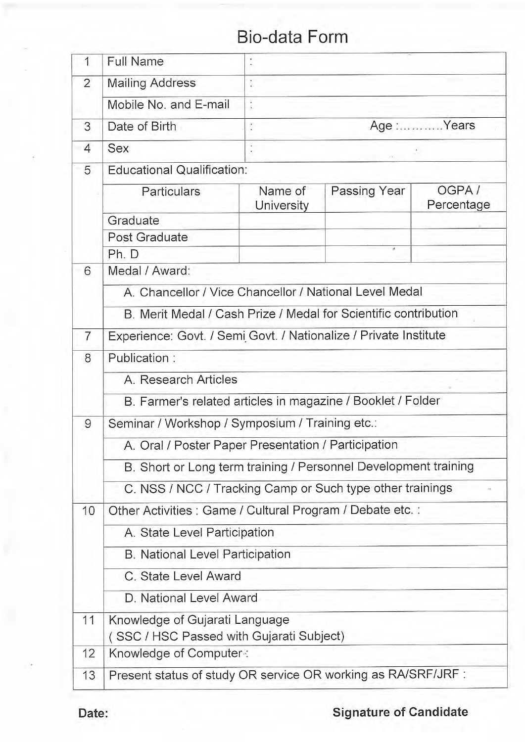# Bio-data Form

| | | |
|---|---|---|
| 1 | Full Name | : |
| 2 | Mailing Address | : |
| | Mobile No. and E-mail | : |
| 3 | Date of Birth | : Age :...........Years |
| 4 | Sex | : |
| 5 | Educational Qualification: | |

| Particulars | Name of University | Passing Year | OGPA / Percentage |
|---|---|---|---|
| Graduate | | | |
| Post Graduate | | | |
| Ph. D | | | |

| | |
|---|---|
| 6 | Medal / Award: |
| | A. Chancellor / Vice Chancellor / National Level Medal |
| | B. Merit Medal / Cash Prize / Medal for Scientific contribution |
| 7 | Experience: Govt. / Semi Govt. / Nationalize / Private Institute |
| 8 | Publication : |
| | A. Research Articles |
| | B. Farmer's related articles in magazine / Booklet / Folder |
| 9 | Seminar / Workshop / Symposium / Training etc.: |
| | A. Oral / Poster Paper Presentation / Participation |
| | B. Short or Long term training / Personnel Development training |
| | C. NSS / NCC / Tracking Camp or Such type other trainings |
| 10 | Other Activities : Game / Cultural Program / Debate etc. : |
| | A. State Level Participation |
| | B. National Level Participation |
| | C. State Level Award |
| | D. National Level Award |
| 11 | Knowledge of Gujarati Language ( SSC / HSC Passed with Gujarati Subject) |
| 12 | Knowledge of Computer : |
| 13 | Present status of study OR service OR working as RA/SRF/JRF : |

**Date:** **Signature of Candidate**